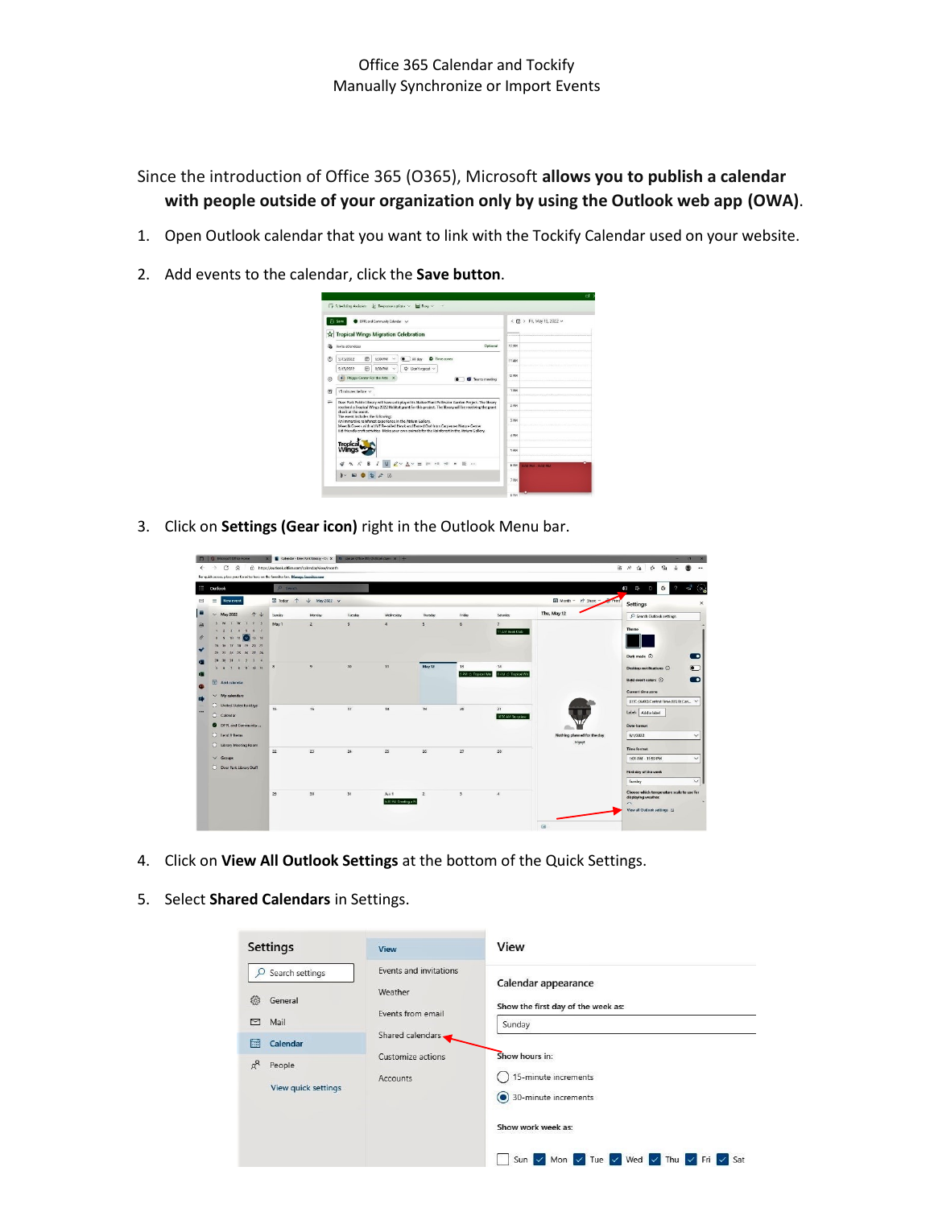Office 365 Calendar and Tockify
Manually Synchronize or Import Events

Since the introduction of Office 365 (O365), Microsoft **allows you to publish a calendar with people outside of your organization only by using the Outlook web app (OWA)**.

1. Open Outlook calendar that you want to link with the Tockify Calendar used on your website.
2. Add events to the calendar, click the **Save button**.
3. Click on **Settings (Gear icon)** right in the Outlook Menu bar.
4. Click on **View All Outlook Settings** at the bottom of the Quick Settings.
5. Select **Shared Calendars** in Settings.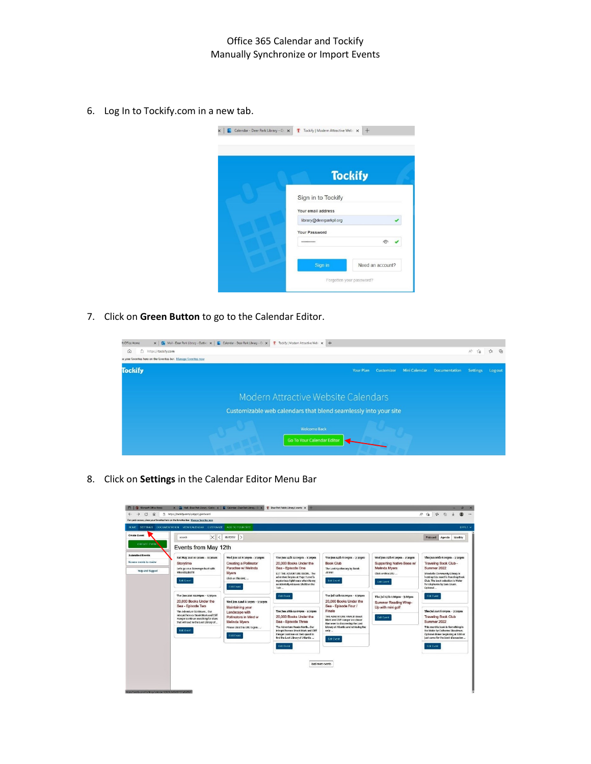Office 365 Calendar and Tockify
Manually Synchronize or Import Events

6. Log In to Tockify.com in a new tab.

7. Click on **Green Button** to go to the Calendar Editor.

8. Click on **Settings** in the Calendar Editor Menu Bar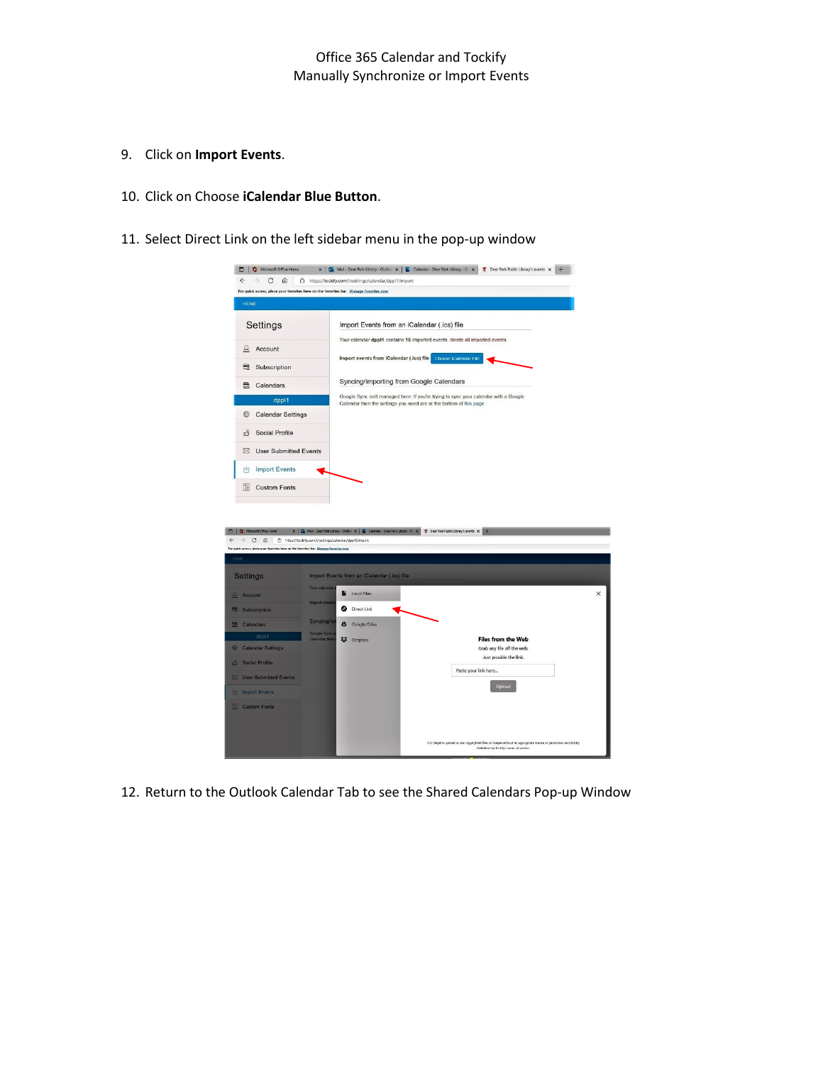9. Click on **Import Events**.

10. Click on Choose **iCalendar Blue Button**.

11. Select Direct Link on the left sidebar menu in the pop-up window

12. Return to the Outlook Calendar Tab to see the Shared Calendars Pop-up Window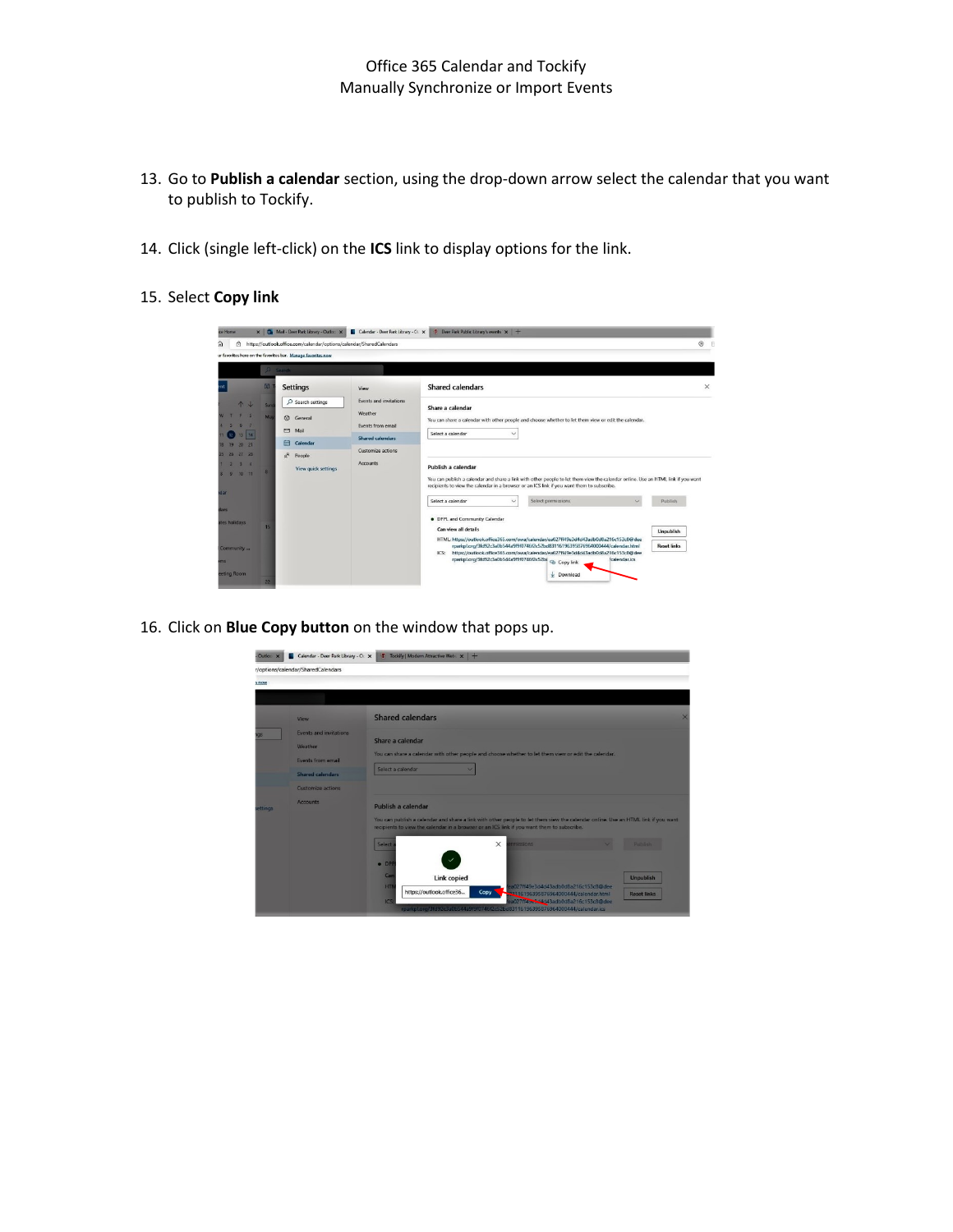13. Go to **Publish a calendar** section, using the drop-down arrow select the calendar that you want to publish to Tockify.

14. Click (single left-click) on the **ICS** link to display options for the link.

15. Select **Copy link**

16. Click on **Blue Copy button** on the window that pops up.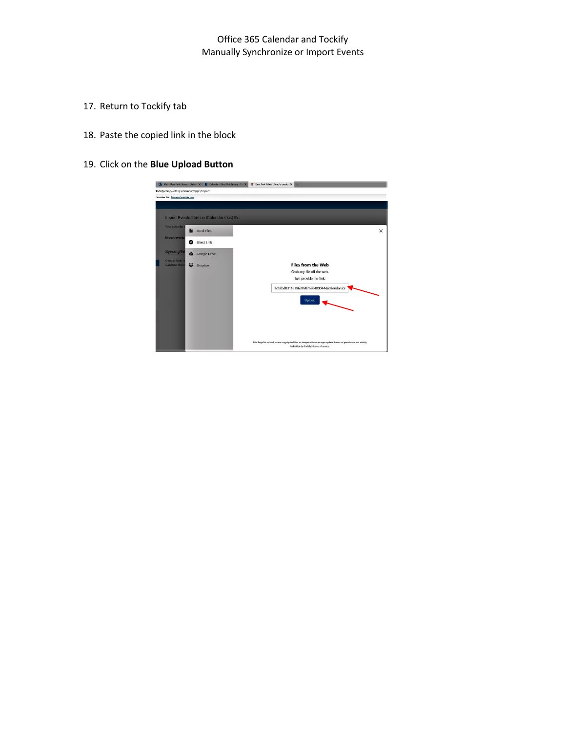17. Return to Tockify tab

18. Paste the copied link in the block

19. Click on the **Blue Upload Button**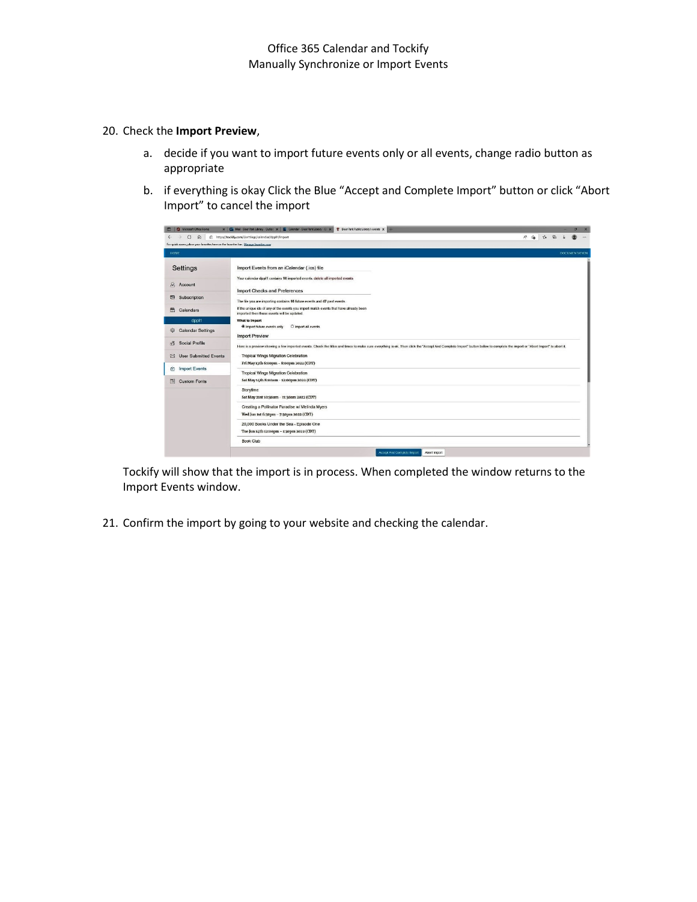20. Check the **Import Preview**,

    a. decide if you want to import future events only or all events, change radio button as appropriate

    b. if everything is okay Click the Blue “Accept and Complete Import” button or click “Abort Import” to cancel the import

Tockify will show that the import is in process. When completed the window returns to the Import Events window.

21. Confirm the import by going to your website and checking the calendar.